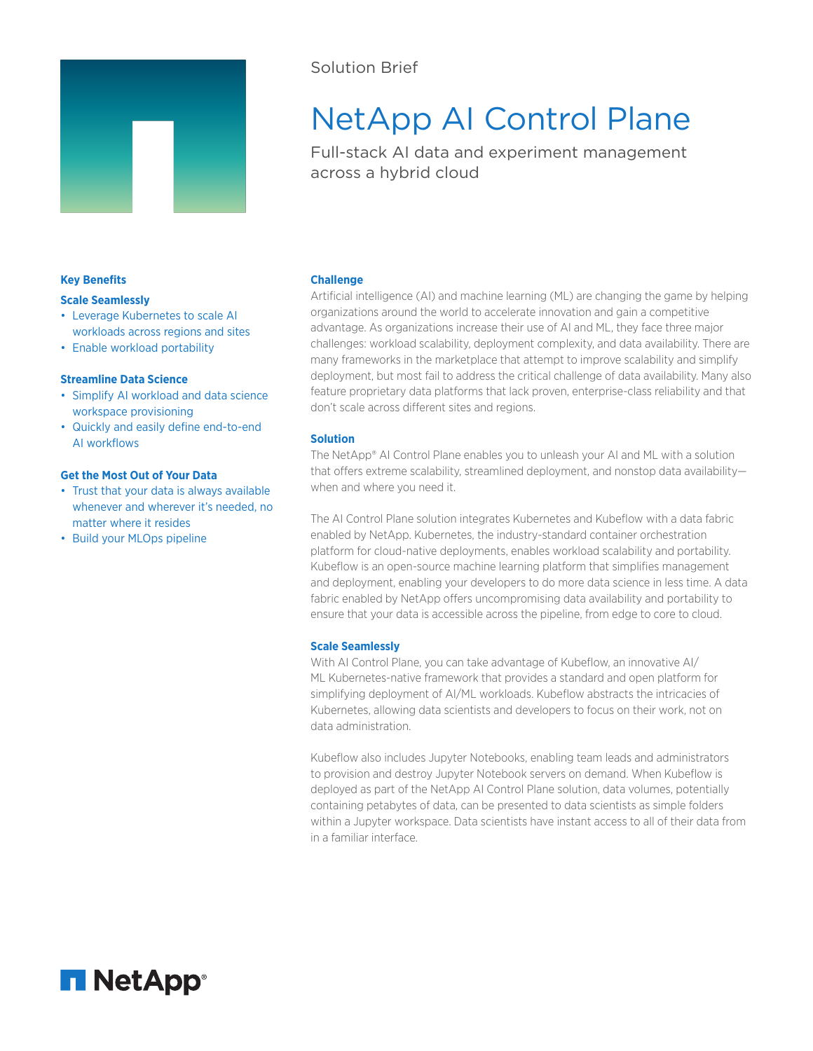Solution Brief

# NetApp AI Control Plane

Full-stack AI data and experiment management across a hybrid cloud

## Key Benefits

### Scale Seamlessly

- Leverage Kubernetes to scale AI workloads across regions and sites
- Enable workload portability

### Streamline Data Science

- Simplify AI workload and data science workspace provisioning
- Quickly and easily define end-to-end AI workflows

### Get the Most Out of Your Data

- Trust that your data is always available whenever and wherever it's needed, no matter where it resides
- Build your MLOps pipeline

## Challenge

Artificial intelligence (AI) and machine learning (ML) are changing the game by helping organizations around the world to accelerate innovation and gain a competitive advantage. As organizations increase their use of AI and ML, they face three major challenges: workload scalability, deployment complexity, and data availability. There are many frameworks in the marketplace that attempt to improve scalability and simplify deployment, but most fail to address the critical challenge of data availability. Many also feature proprietary data platforms that lack proven, enterprise-class reliability and that don't scale across different sites and regions.

## Solution

The NetApp® AI Control Plane enables you to unleash your AI and ML with a solution that offers extreme scalability, streamlined deployment, and nonstop data availability—when and where you need it.

The AI Control Plane solution integrates Kubernetes and Kubeflow with a data fabric enabled by NetApp. Kubernetes, the industry-standard container orchestration platform for cloud-native deployments, enables workload scalability and portability. Kubeflow is an open-source machine learning platform that simplifies management and deployment, enabling your developers to do more data science in less time. A data fabric enabled by NetApp offers uncompromising data availability and portability to ensure that your data is accessible across the pipeline, from edge to core to cloud.

## Scale Seamlessly

With AI Control Plane, you can take advantage of Kubeflow, an innovative AI/ML Kubernetes-native framework that provides a standard and open platform for simplifying deployment of AI/ML workloads. Kubeflow abstracts the intricacies of Kubernetes, allowing data scientists and developers to focus on their work, not on data administration.

Kubeflow also includes Jupyter Notebooks, enabling team leads and administrators to provision and destroy Jupyter Notebook servers on demand. When Kubeflow is deployed as part of the NetApp AI Control Plane solution, data volumes, potentially containing petabytes of data, can be presented to data scientists as simple folders within a Jupyter workspace. Data scientists have instant access to all of their data from in a familiar interface.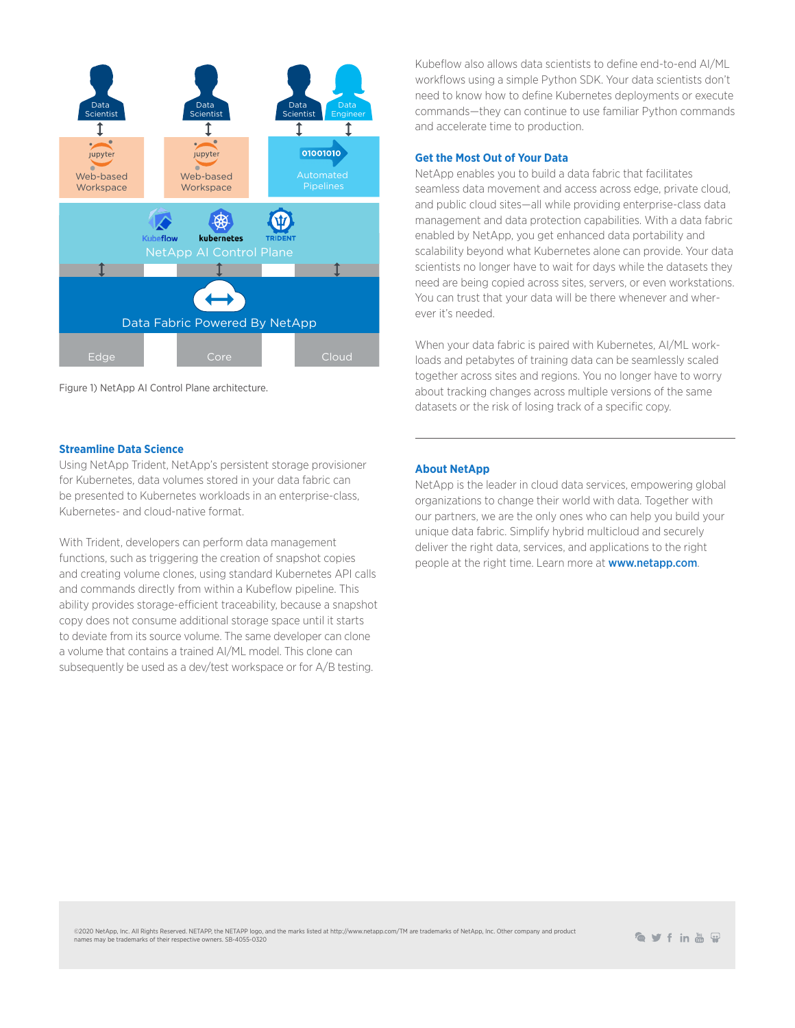Data Scientist

Data Scientist

Data Scientist

Data Engineer

jupyter

Web-based Workspace

jupyter

Web-based Workspace

01001010

Automated Pipelines

Kubeflow

kubernetes

TRIDENT

NetApp AI Control Plane

Data Fabric Powered By NetApp

Edge

Core

Cloud

Figure 1) NetApp AI Control Plane architecture.

## Streamline Data Science

Using NetApp Trident, NetApp's persistent storage provisioner for Kubernetes, data volumes stored in your data fabric can be presented to Kubernetes workloads in an enterprise-class, Kubernetes- and cloud-native format.

With Trident, developers can perform data management functions, such as triggering the creation of snapshot copies and creating volume clones, using standard Kubernetes API calls and commands directly from within a Kubeflow pipeline. This ability provides storage-efficient traceability, because a snapshot copy does not consume additional storage space until it starts to deviate from its source volume. The same developer can clone a volume that contains a trained AI/ML model. This clone can subsequently be used as a dev/test workspace or for A/B testing.

Kubeflow also allows data scientists to define end-to-end AI/ML workflows using a simple Python SDK. Your data scientists don't need to know how to define Kubernetes deployments or execute commands—they can continue to use familiar Python commands and accelerate time to production.

## Get the Most Out of Your Data

NetApp enables you to build a data fabric that facilitates seamless data movement and access across edge, private cloud, and public cloud sites—all while providing enterprise-class data management and data protection capabilities. With a data fabric enabled by NetApp, you get enhanced data portability and scalability beyond what Kubernetes alone can provide. Your data scientists no longer have to wait for days while the datasets they need are being copied across sites, servers, or even workstations. You can trust that your data will be there whenever and wherever it's needed.

When your data fabric is paired with Kubernetes, AI/ML workloads and petabytes of training data can be seamlessly scaled together across sites and regions. You no longer have to worry about tracking changes across multiple versions of the same datasets or the risk of losing track of a specific copy.

---

## About NetApp

NetApp is the leader in cloud data services, empowering global organizations to change their world with data. Together with our partners, we are the only ones who can help you build your unique data fabric. Simplify hybrid multicloud and securely deliver the right data, services, and applications to the right people at the right time. Learn more at **www.netapp.com**.

©2020 NetApp, Inc. All Rights Reserved. NETAPP, the NETAPP logo, and the marks listed at http://www.netapp.com/TM are trademarks of NetApp, Inc. Other company and product names may be trademarks of their respective owners. SB-4055-0320